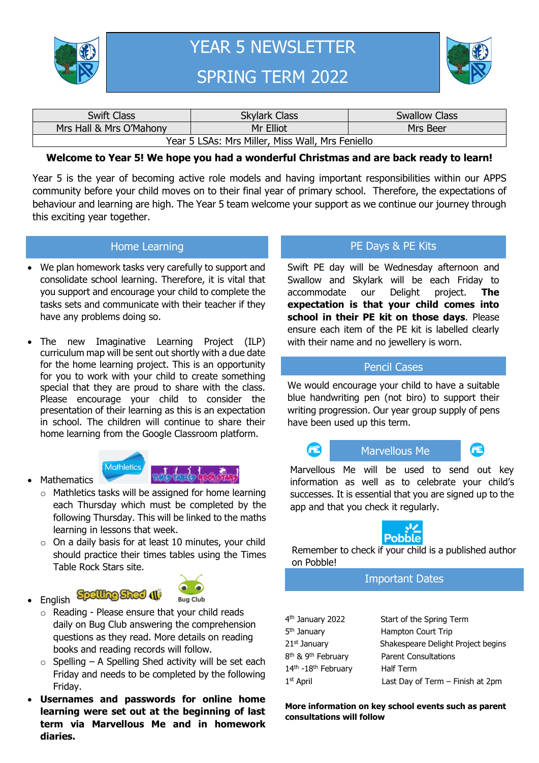# YEAR 5 NEWSLETTER

# SPRING TERM 2022

| Swift Class | Skylark Class | Swallow Class |
|---|---|---|
| Mrs Hall & Mrs O'Mahony | Mr Elliot | Mrs Beer |
| Year 5 LSAs: Mrs Miller, Miss Wall, Mrs Feniello | | |

**Welcome to Year 5! We hope you had a wonderful Christmas and are back ready to learn!**

Year 5 is the year of becoming active role models and having important responsibilities within our APPS community before your child moves on to their final year of primary school. Therefore, the expectations of behaviour and learning are high. The Year 5 team welcome your support as we continue our journey through this exciting year together.

## Home Learning

- We plan homework tasks very carefully to support and consolidate school learning. Therefore, it is vital that you support and encourage your child to complete the tasks sets and communicate with their teacher if they have any problems doing so.
- The new Imaginative Learning Project (ILP) curriculum map will be sent out shortly with a due date for the home learning project. This is an opportunity for you to work with your child to create something special that they are proud to share with the class. Please encourage your child to consider the presentation of their learning as this is an expectation in school. The children will continue to share their home learning from the Google Classroom platform.
- Mathematics
  - Mathletics tasks will be assigned for home learning each Thursday which must be completed by the following Thursday. This will be linked to the maths learning in lessons that week.
  - On a daily basis for at least 10 minutes, your child should practice their times tables using the Times Table Rock Stars site.
- English
  - Reading - Please ensure that your child reads daily on Bug Club answering the comprehension questions as they read. More details on reading books and reading records will follow.
  - Spelling – A Spelling Shed activity will be set each Friday and needs to be completed by the following Friday.
- **Usernames and passwords for online home learning were set out at the beginning of last term via Marvellous Me and in homework diaries.**

## PE Days & PE Kits

Swift PE day will be Wednesday afternoon and Swallow and Skylark will be each Friday to accommodate our Delight project. **The expectation is that your child comes into school in their PE kit on those days**. Please ensure each item of the PE kit is labelled clearly with their name and no jewellery is worn.

## Pencil Cases

We would encourage your child to have a suitable blue handwriting pen (not biro) to support their writing progression. Our year group supply of pens have been used up this term.

## Marvellous Me

Marvellous Me will be used to send out key information as well as to celebrate your child's successes. It is essential that you are signed up to the app and that you check it regularly.

Remember to check if your child is a published author on Pobble!

## Important Dates

| | |
|---|---|
| 4th January 2022 | Start of the Spring Term |
| 5th January | Hampton Court Trip |
| 21st January | Shakespeare Delight Project begins |
| 8th & 9th February | Parent Consultations |
| 14th -18th February | Half Term |
| 1st April | Last Day of Term – Finish at 2pm |

**More information on key school events such as parent consultations will follow**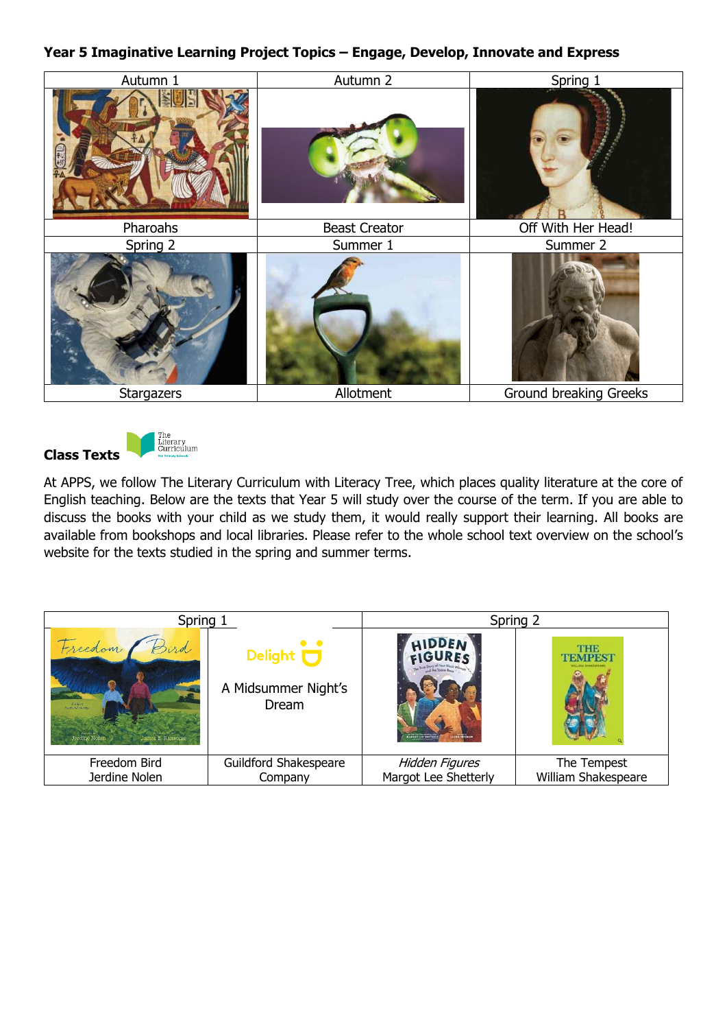**Year 5 Imaginative Learning Project Topics – Engage, Develop, Innovate and Express**

| Autumn 1 | Autumn 2 | Spring 1 |
|---|---|---|
| Pharoahs | Beast Creator | Off With Her Head! |
| **Spring 2** | **Summer 1** | **Summer 2** |
| Stargazers | Allotment | Ground breaking Greeks |

**Class Texts**

At APPS, we follow The Literary Curriculum with Literacy Tree, which places quality literature at the core of English teaching. Below are the texts that Year 5 will study over the course of the term. If you are able to discuss the books with your child as we study them, it would really support their learning. All books are available from bookshops and local libraries. Please refer to the whole school text overview on the school's website for the texts studied in the spring and summer terms.

| Spring 1 | | Spring 2 | |
|---|---|---|---|
| | Delight A Midsummer Night's Dream | | |
| Freedom Bird Jerdine Nolen | Guildford Shakespeare Company | *Hidden Figures* Margot Lee Shetterly | The Tempest William Shakespeare |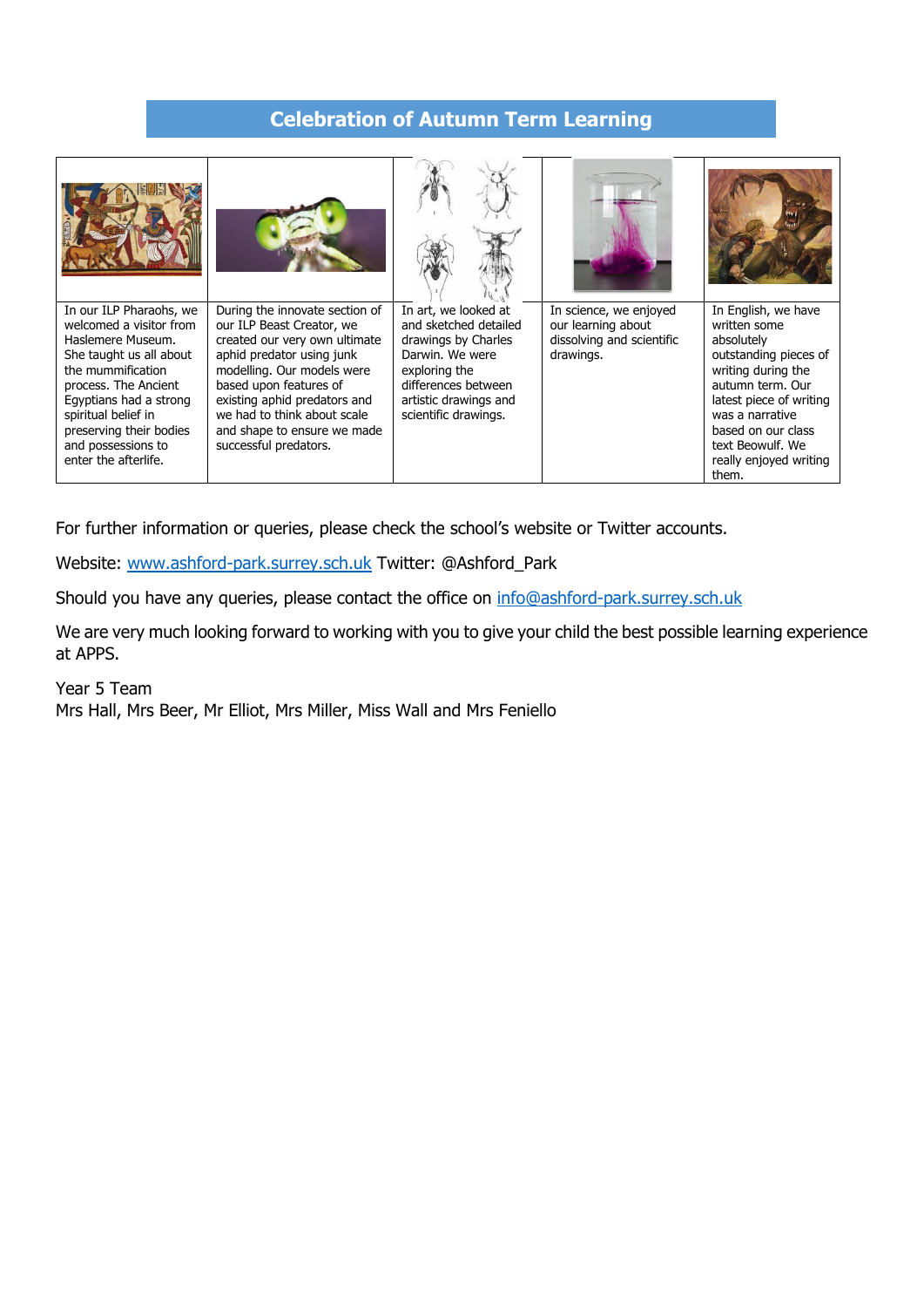## Celebration of Autumn Term Learning

| | | | | |
|---|---|---|---|---|
| In our ILP Pharaohs, we welcomed a visitor from Haslemere Museum. She taught us all about the mummification process. The Ancient Egyptians had a strong spiritual belief in preserving their bodies and possessions to enter the afterlife. | During the innovate section of our ILP Beast Creator, we created our very own ultimate aphid predator using junk modelling. Our models were based upon features of existing aphid predators and we had to think about scale and shape to ensure we made successful predators. | In art, we looked at and sketched detailed drawings by Charles Darwin. We were exploring the differences between artistic drawings and scientific drawings. | In science, we enjoyed our learning about dissolving and scientific drawings. | In English, we have written some absolutely outstanding pieces of writing during the autumn term. Our latest piece of writing was a narrative based on our class text Beowulf. We really enjoyed writing them. |

For further information or queries, please check the school's website or Twitter accounts.

Website: [www.ashford-park.surrey.sch.uk](http://www.ashford-park.surrey.sch.uk) Twitter: @Ashford_Park

Should you have any queries, please contact the office on [info@ashford-park.surrey.sch.uk](mailto:info@ashford-park.surrey.sch.uk)

We are very much looking forward to working with you to give your child the best possible learning experience at APPS.

Year 5 Team
Mrs Hall, Mrs Beer, Mr Elliot, Mrs Miller, Miss Wall and Mrs Feniello